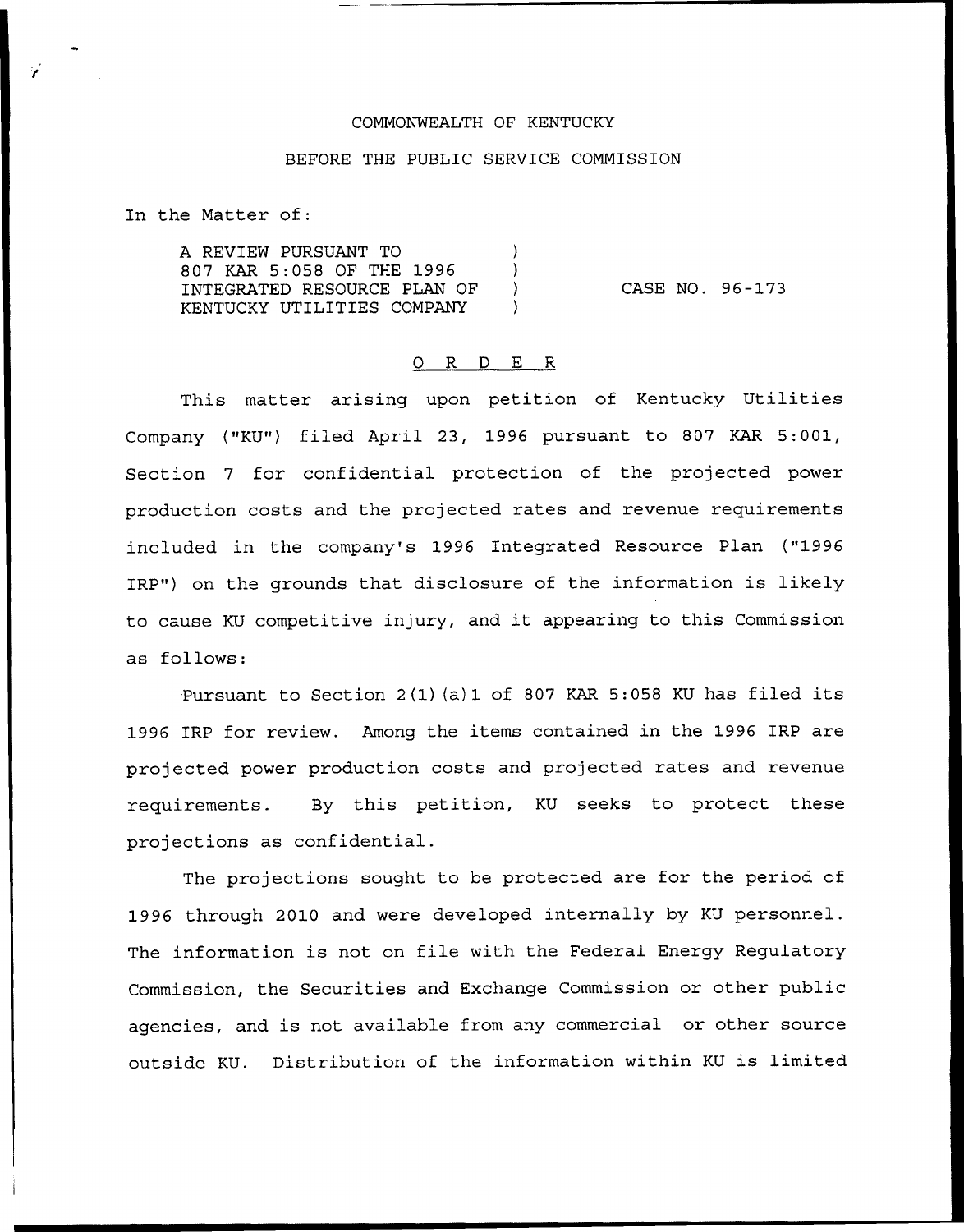COMMONWEALTH OF KENTUCKY

BEFORE THE PUBLIC SERVICE COMMISSION

In the Matter of:

A REVIEW PURSUANT TO 807 KAR 5:058 OF THE 1996 INTEGRATED RESOURCE PLAN OF KENTUCKY UTILITIES COMPANY ) CASE NO. 96-173

O R D E R

This matter arising upon petition of Kentucky Utilities Company ("KU") filed April 23, 1996 pursuant to 807 KAR 5:001, Section 7 for confidential protection of the projected power production costs and the projected rates and revenue requirements included in the company's 1996 Integrated Resource Plan ("1996 IRP") on the grounds that disclosure of the information is likely to cause KU competitive injury, and it appearing to this Commission as follows:

Pursuant to Section 2(1)(a)1 of 807 KAR 5:058 KU has filed its 1996 IRP for review. Among the items contained in the 1996 IRP are projected power production costs and projected rates and revenue requirements. By this petition, KU seeks to protect these projections as confidential.

The projections sought to be protected are for the period of 1996 through 2010 and were developed internally by KU personnel. The information is not on file with the Federal Energy Regulatory Commission, the Securities and Exchange Commission or other public agencies, and is not available from any commercial or other source outside KU. Distribution of the information within KU is limited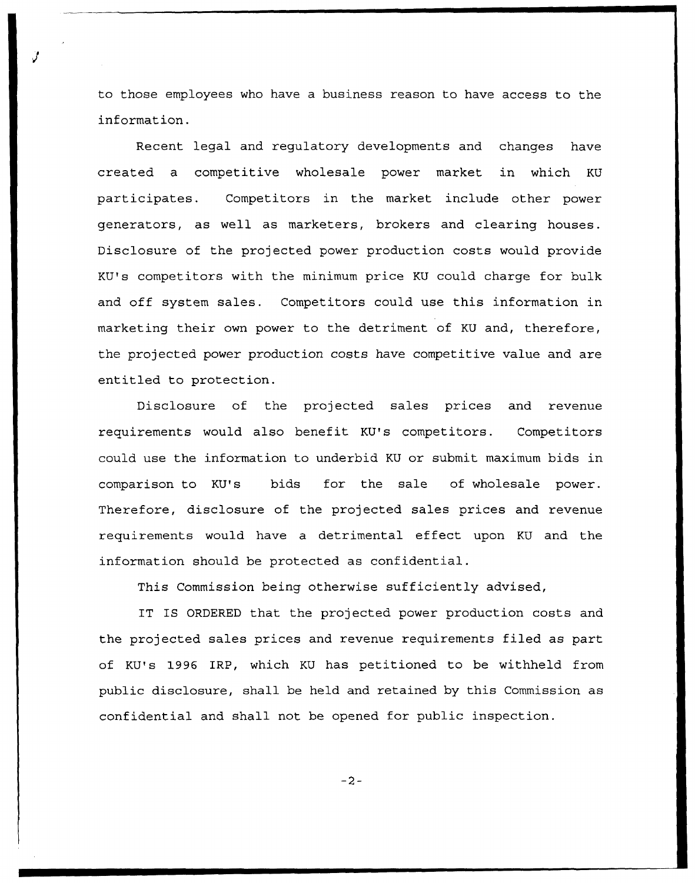to those employees who have a business reason to have access to the information.

Recent legal and regulatory developments and changes have created a competitive wholesale power market in which KU participates. Competitors in the market include other power generators, as well as marketers, brokers and clearing houses. Disclosure of the projected power production costs would provide KU's competitors with the minimum price KU could charge for bulk and off system sales. Competitors could use this information in marketing their own power to the detriment of KU and, therefore, the projected power production costs have competitive value and are entitled to protection.

Disclosure of the projected sales prices and revenue requirements would also benefit KU's competitors. Competitors could use the information to underbid KU or submit maximum bids in comparison to KU's bids for the sale of wholesale power. Therefore, disclosure of the projected sales prices and revenue requirements would have a detrimental effect upon KU and the information should be protected as confidential.

This Commission being otherwise sufficiently advised,

IT IS ORDERED that the projected power production costs and the projected sales prices and revenue requirements filed as part of KU's 1996 IRP, which KU has petitioned to be withheld from public disclosure, shall be held and retained by this Commission as confidential and shall not be opened for public inspection.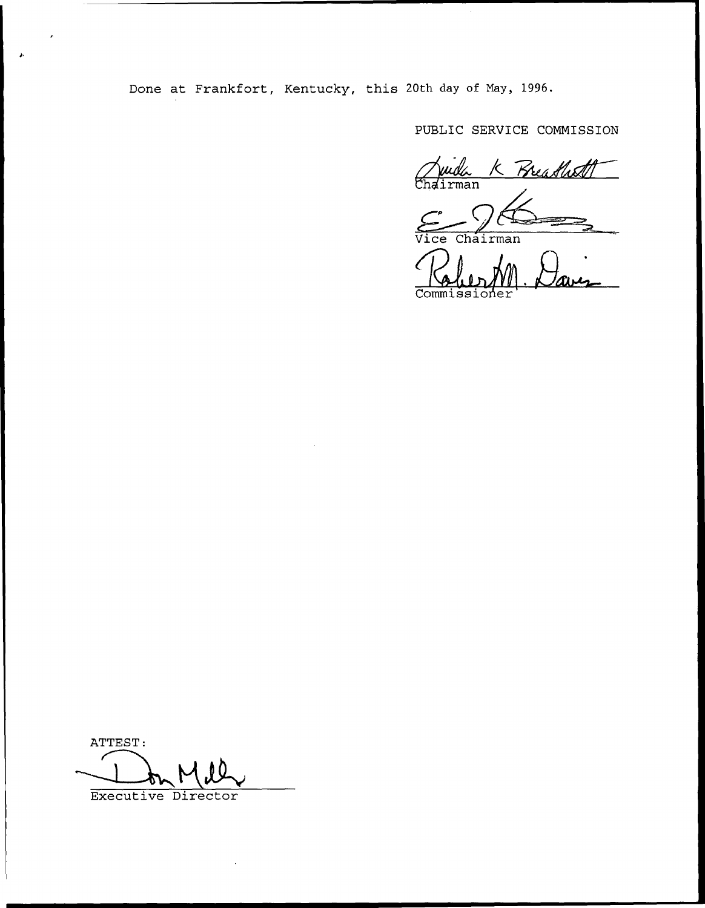Done at Frankfort, Kentucky, this 20th day of May, 1996.

PUBLIC SERVICE COMMISSION

Chairman

Vice Chairman

Commissioner

ATTEST:

Executive Director